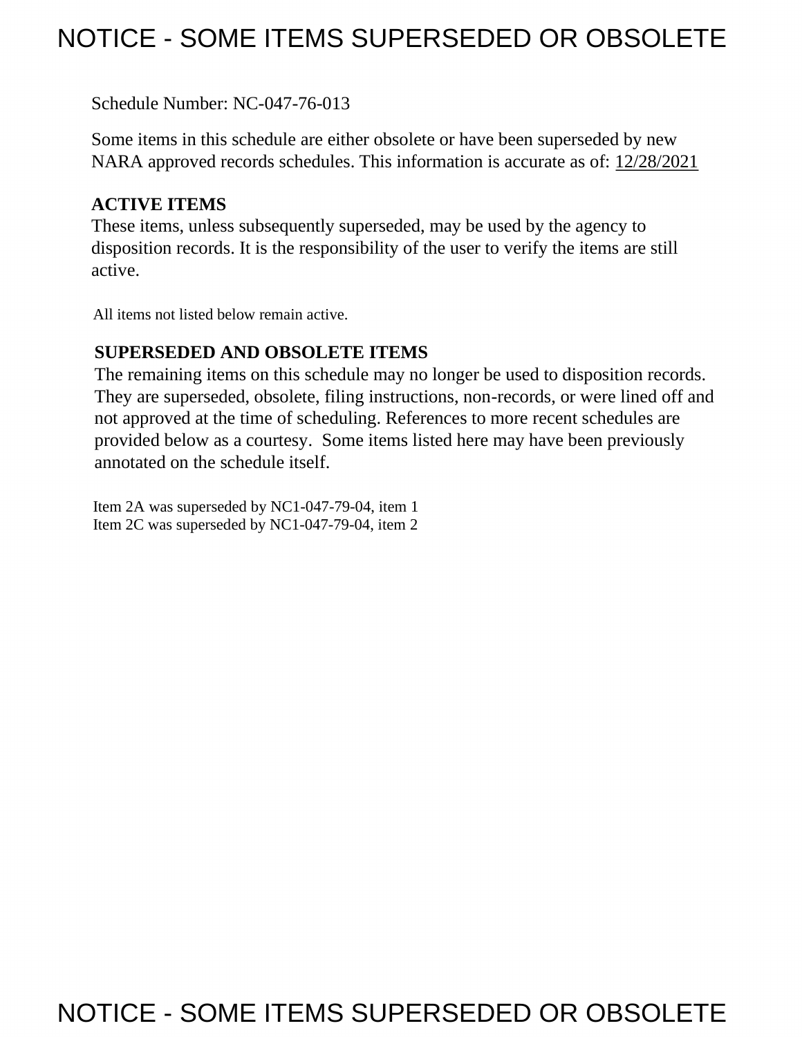# NOTICE - SOME ITEMS SUPERSEDED OR OBSOLETE

Schedule Number: NC-047-76-013

Some items in this schedule are either obsolete or have been superseded by new NARA approved records schedules. This information is accurate as of: 12/28/2021

**ACTIVE ITEMS**

These items, unless subsequently superseded, may be used by the agency to disposition records. It is the responsibility of the user to verify the items are still active.

All items not listed below remain active.

**SUPERSEDED AND OBSOLETE ITEMS**

The remaining items on this schedule may no longer be used to disposition records. They are superseded, obsolete, filing instructions, non-records, or were lined off and not approved at the time of scheduling. References to more recent schedules are provided below as a courtesy. Some items listed here may have been previously annotated on the schedule itself.

Item 2A was superseded by NC1-047-79-04, item 1
Item 2C was superseded by NC1-047-79-04, item 2

# NOTICE - SOME ITEMS SUPERSEDED OR OBSOLETE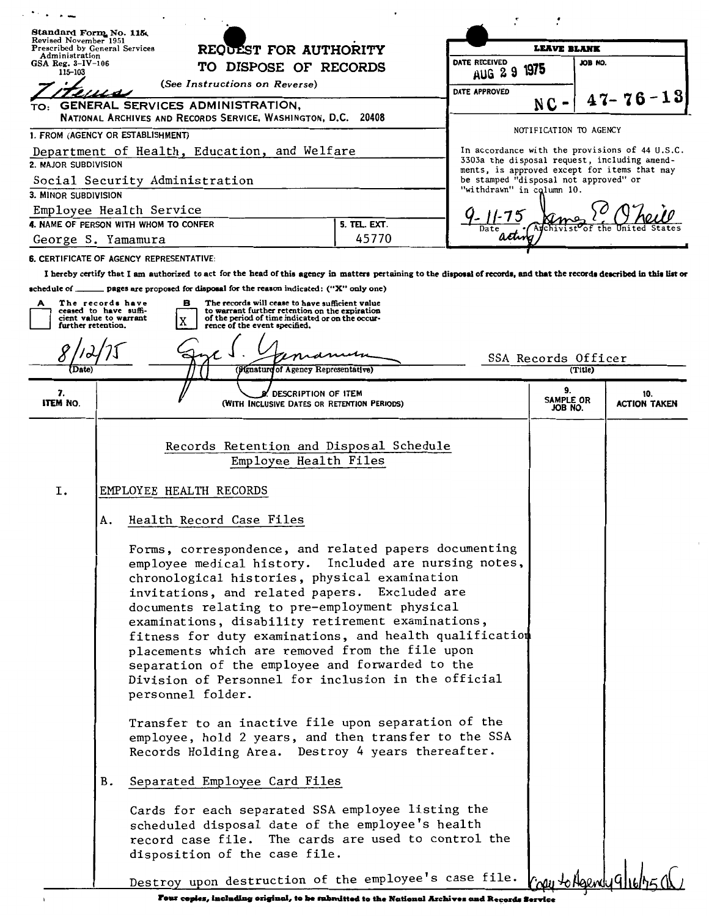Standard Form No. 115
Revised November 1951
Prescribed by General Services Administration
GSA Reg. 3-IV-106
115-103

**REQUEST FOR AUTHORITY TO DISPOSE OF RECORDS**

(See Instructions on Reverse)

7 items

TO: GENERAL SERVICES ADMINISTRATION,
NATIONAL ARCHIVES AND RECORDS SERVICE, WASHINGTON, D.C. 20408

| LEAVE BLANK | |
|---|---|
| DATE RECEIVED: AUG 29 1975 | JOB NO. |
| DATE APPROVED | NC - 47-76-13 |

NOTIFICATION TO AGENCY

In accordance with the provisions of 44 U.S.C. 3303a the disposal request, including amendments, is approved except for items that may be stamped "disposal not approved" or "withdrawn" in column 10.

9-11-75 James E. O'Neill
Date acting Archivist of the United States

1. FROM (AGENCY OR ESTABLISHMENT): Department of Health, Education, and Welfare
2. MAJOR SUBDIVISION: Social Security Administration
3. MINOR SUBDIVISION: Employee Health Service
4. NAME OF PERSON WITH WHOM TO CONFER: George S. Yamamura
5. TEL. EXT.: 45770

6. CERTIFICATE OF AGENCY REPRESENTATIVE:

I hereby certify that I am authorized to act for the head of this agency in matters pertaining to the disposal of records, and that the records described in this list or schedule of ______ pages are proposed for disposal for the reason indicated: ("X" only one)

- [ ] A The records have ceased to have sufficient value to warrant further retention.
- [X] B The records will cease to have sufficient value to warrant further retention on the expiration of the period of time indicated or on the occurrence of the event specified.

8/12/75 (Date) — George S. Yamamura (Signature of Agency Representative) — SSA Records Officer (Title)

| 7. ITEM NO. | 8. DESCRIPTION OF ITEM (WITH INCLUSIVE DATES OR RETENTION PERIODS) | 9. SAMPLE OR JOB NO. | 10. ACTION TAKEN |
|---|---|---|---|

Records Retention and Disposal Schedule
Employee Health Files

I. EMPLOYEE HEALTH RECORDS

A. Health Record Case Files

Forms, correspondence, and related papers documenting employee medical history. Included are nursing notes, chronological histories, physical examination invitations, and related papers. Excluded are documents relating to pre-employment physical examinations, disability retirement examinations, fitness for duty examinations, and health qualification placements which are removed from the file upon separation of the employee and forwarded to the Division of Personnel for inclusion in the official personnel folder.

Transfer to an inactive file upon separation of the employee, hold 2 years, and then transfer to the SSA Records Holding Area. Destroy 4 years thereafter.

B. Separated Employee Card Files

Cards for each separated SSA employee listing the scheduled disposal date of the employee's health record case file. The cards are used to control the disposition of the case file.

Destroy upon destruction of the employee's case file.

Copy to Agency 9/16/75

Four copies, including original, to be submitted to the National Archives and Records Service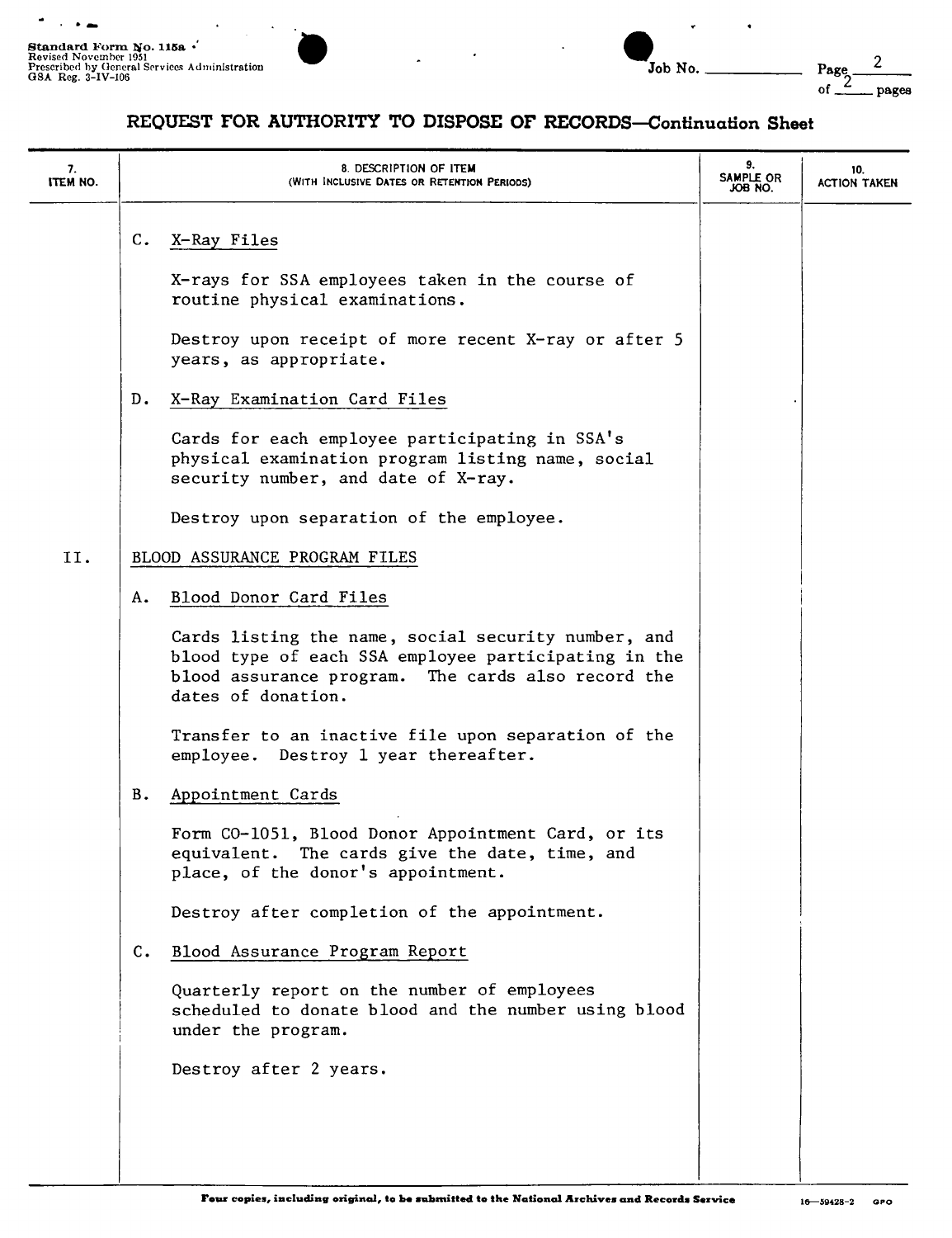Standard Form No. 115a
Revised November 1951
Prescribed by General Services Administration
GSA Reg. 3-IV-106

Job No. ______ Page 2 of 2 pages

# REQUEST FOR AUTHORITY TO DISPOSE OF RECORDS—Continuation Sheet

| 7. ITEM NO. | 8. DESCRIPTION OF ITEM (WITH INCLUSIVE DATES OR RETENTION PERIODS) | 9. SAMPLE OR JOB NO. | 10. ACTION TAKEN |
|---|---|---|---|
| | C. <u>X-Ray Files</u><br><br>X-rays for SSA employees taken in the course of routine physical examinations.<br><br>Destroy upon receipt of more recent X-ray or after 5 years, as appropriate. | | |
| | D. <u>X-Ray Examination Card Files</u><br><br>Cards for each employee participating in SSA's physical examination program listing name, social security number, and date of X-ray.<br><br>Destroy upon separation of the employee. | | |
| II. | <u>BLOOD ASSURANCE PROGRAM FILES</u> | | |
| | A. <u>Blood Donor Card Files</u><br><br>Cards listing the name, social security number, and blood type of each SSA employee participating in the blood assurance program. The cards also record the dates of donation.<br><br>Transfer to an inactive file upon separation of the employee. Destroy 1 year thereafter. | | |
| | B. <u>Appointment Cards</u><br><br>Form CO-1051, Blood Donor Appointment Card, or its equivalent. The cards give the date, time, and place, of the donor's appointment.<br><br>Destroy after completion of the appointment. | | |
| | C. <u>Blood Assurance Program Report</u><br><br>Quarterly report on the number of employees scheduled to donate blood and the number using blood under the program.<br><br>Destroy after 2 years. | | |

**Four copies, including original, to be submitted to the National Archives and Records Service**

16—59428-2 GPO